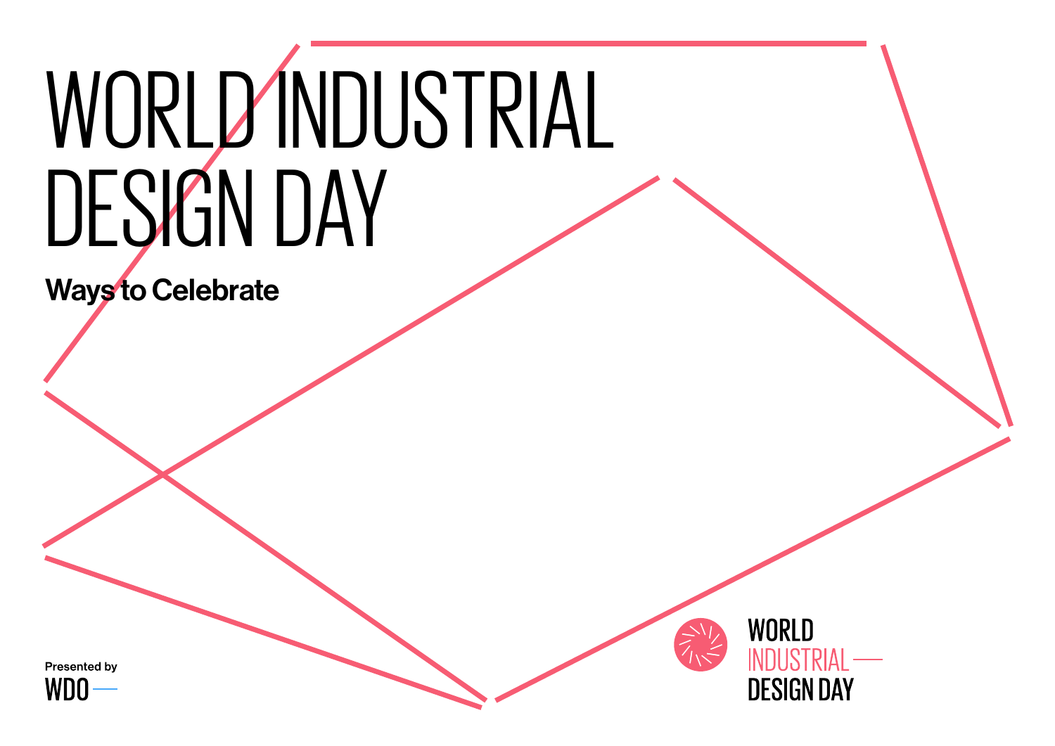# WORLD INDUSTRIAL DESIGN DAY

## Ways to Celebrate

Presented by

WDO

WORLD INDUSTRIAL DESIGN DAY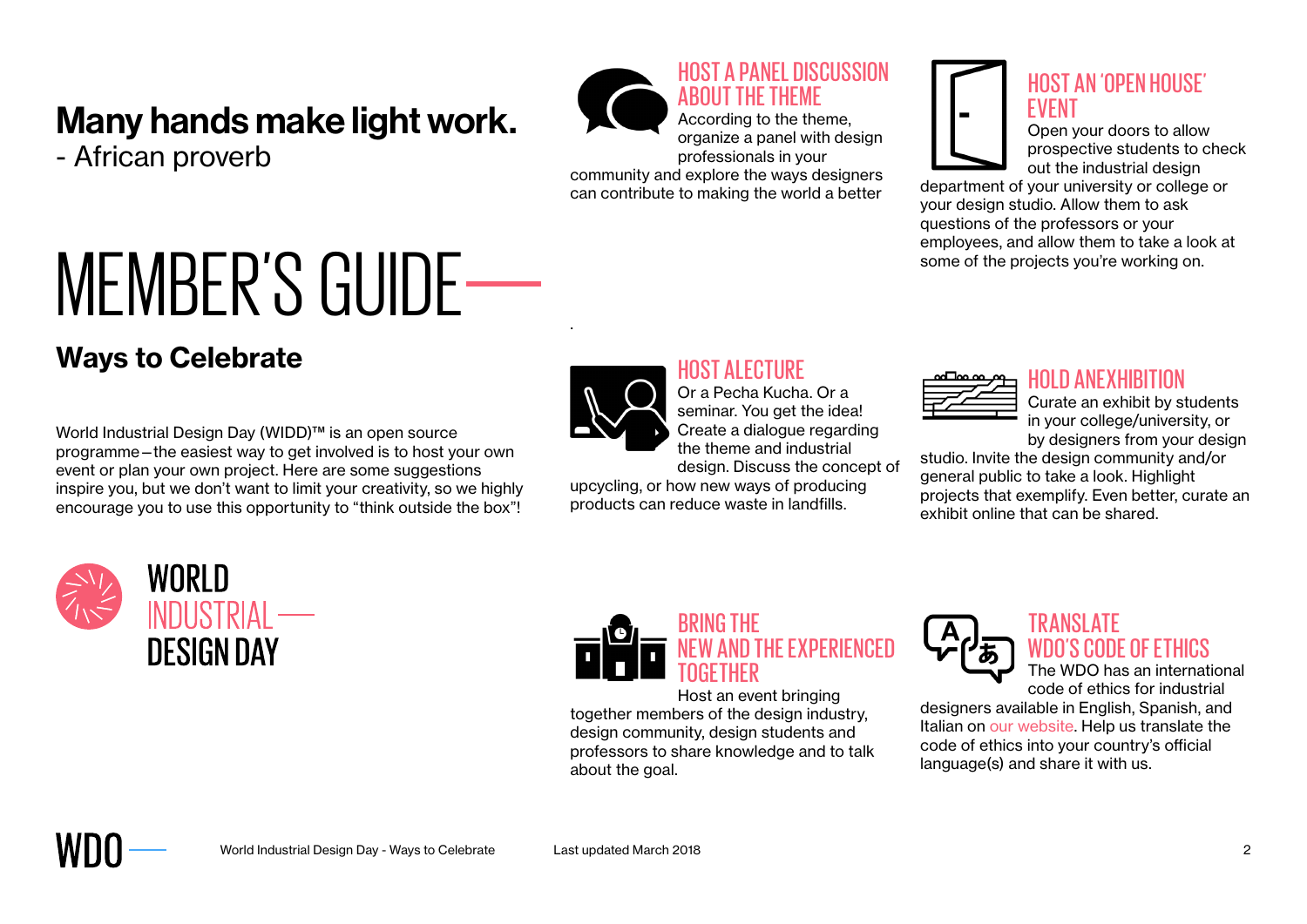**Many hands make light work.**
- African proverb

# MEMBER'S GUIDE

## Ways to Celebrate

World Industrial Design Day (WIDD)™ is an open source programme—the easiest way to get involved is to host your own event or plan your own project. Here are some suggestions inspire you, but we don't want to limit your creativity, so we highly encourage you to use this opportunity to "think outside the box"!

WORLD INDUSTRIAL DESIGN DAY

### HOST A PANEL DISCUSSION ABOUT THE THEME

According to the theme, organize a panel with design professionals in your community and explore the ways designers can contribute to making the world a better

.

### HOST A LECTURE

Or a Pecha Kucha. Or a seminar. You get the idea! Create a dialogue regarding the theme and industrial design. Discuss the concept of upcycling, or how new ways of producing products can reduce waste in landfills.

### BRING THE NEW AND THE EXPERIENCED TOGETHER

Host an event bringing together members of the design industry, design community, design students and professors to share knowledge and to talk about the goal.

### HOST AN 'OPEN HOUSE' EVENT

Open your doors to allow prospective students to check out the industrial design department of your university or college or your design studio. Allow them to ask questions of the professors or your employees, and allow them to take a look at some of the projects you're working on.

### HOLD AN EXHIBITION

Curate an exhibit by students in your college/university, or by designers from your design studio. Invite the design community and/or general public to take a look. Highlight projects that exemplify. Even better, curate an exhibit online that can be shared.

### TRANSLATE WDO'S CODE OF ETHICS

The WDO has an international code of ethics for industrial designers available in English, Spanish, and Italian on our website. Help us translate the code of ethics into your country's official language(s) and share it with us.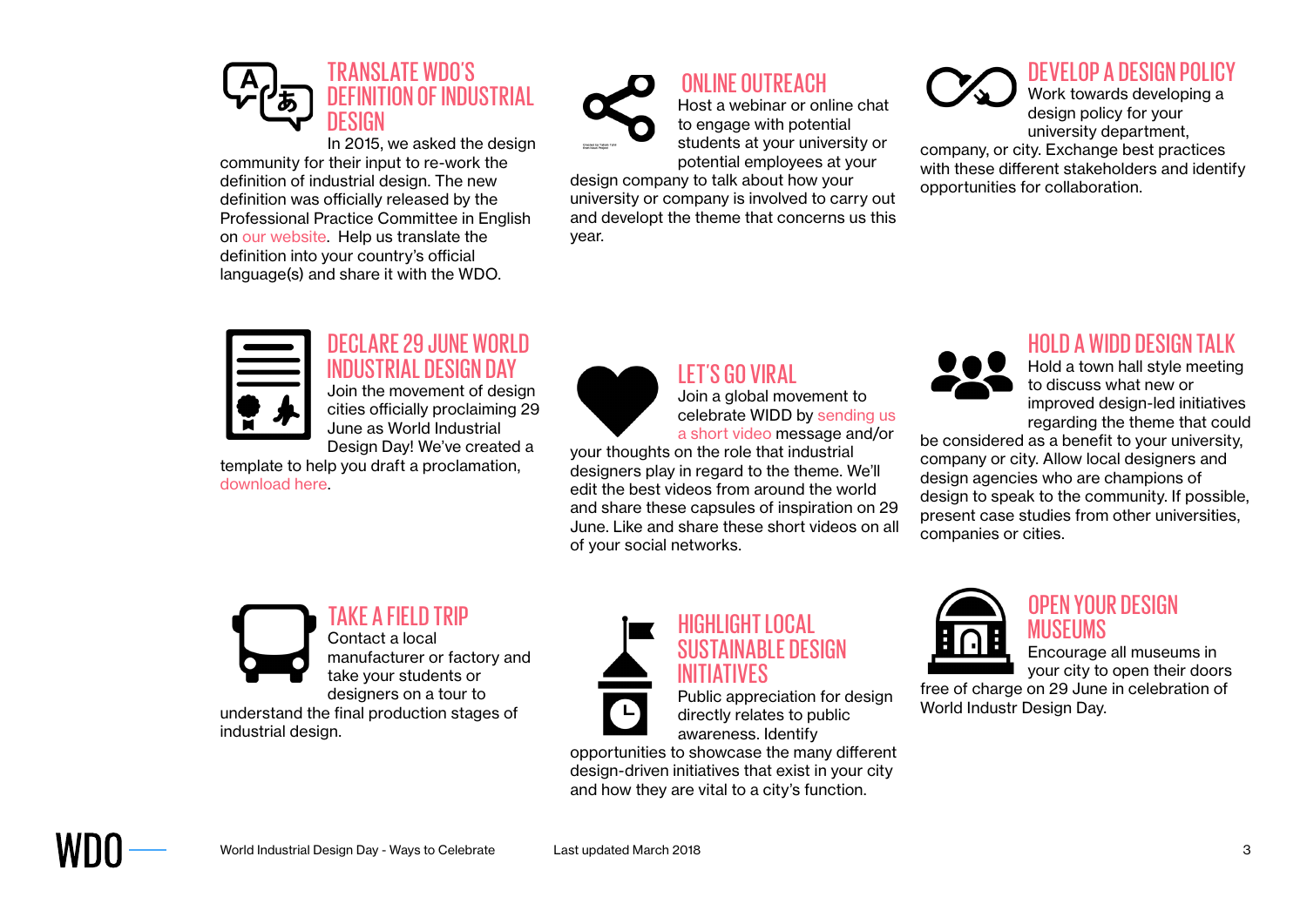## TRANSLATE WDO'S DEFINITION OF INDUSTRIAL DESIGN

In 2015, we asked the design community for their input to re-work the definition of industrial design. The new definition was officially released by the Professional Practice Committee in English on our website. Help us translate the definition into your country's official language(s) and share it with the WDO.

## ONLINE OUTREACH

Host a webinar or online chat to engage with potential students at your university or potential employees at your design company to talk about how your university or company is involved to carry out and developt the theme that concerns us this year.

## DEVELOP A DESIGN POLICY

Work towards developing a design policy for your university department, company, or city. Exchange best practices with these different stakeholders and identify opportunities for collaboration.

## DECLARE 29 JUNE WORLD INDUSTRIAL DESIGN DAY

Join the movement of design cities officially proclaiming 29 June as World Industrial Design Day! We've created a template to help you draft a proclamation, download here.

## LET'S GO VIRAL

Join a global movement to celebrate WIDD by sending us a short video message and/or your thoughts on the role that industrial designers play in regard to the theme. We'll edit the best videos from around the world and share these capsules of inspiration on 29 June. Like and share these short videos on all of your social networks.

## HOLD A WIDD DESIGN TALK

Hold a town hall style meeting to discuss what new or improved design-led initiatives regarding the theme that could be considered as a benefit to your university, company or city. Allow local designers and design agencies who are champions of design to speak to the community. If possible, present case studies from other universities, companies or cities.

## TAKE A FIELD TRIP

Contact a local manufacturer or factory and take your students or designers on a tour to understand the final production stages of industrial design.

## HIGHLIGHT LOCAL SUSTAINABLE DESIGN INITIATIVES

Public appreciation for design directly relates to public awareness. Identify opportunities to showcase the many different design-driven initiatives that exist in your city and how they are vital to a city's function.

## OPEN YOUR DESIGN MUSEUMS

Encourage all museums in your city to open their doors free of charge on 29 June in celebration of World Industr Design Day.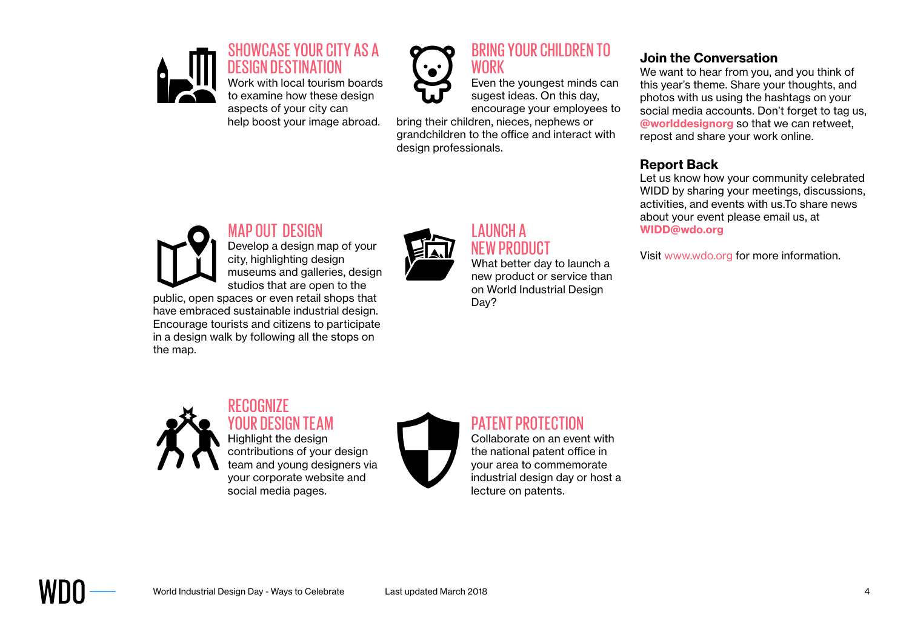## SHOWCASE YOUR CITY AS A DESIGN DESTINATION

Work with local tourism boards to examine how these design aspects of your city can help boost your image abroad.

## MAP OUT DESIGN

Develop a design map of your city, highlighting design museums and galleries, design studios that are open to the public, open spaces or even retail shops that have embraced sustainable industrial design. Encourage tourists and citizens to participate in a design walk by following all the stops on the map.

## RECOGNIZE YOUR DESIGN TEAM

Highlight the design contributions of your design team and young designers via your corporate website and social media pages.

## BRING YOUR CHILDREN TO WORK

Even the youngest minds can sugest ideas. On this day, encourage your employees to bring their children, nieces, nephews or grandchildren to the office and interact with design professionals.

## LAUNCH A NEW PRODUCT

What better day to launch a new product or service than on World Industrial Design Day?

## PATENT PROTECTION

Collaborate on an event with the national patent office in your area to commemorate industrial design day or host a lecture on patents.

### Join the Conversation

We want to hear from you, and you think of this year's theme. Share your thoughts, and photos with us using the hashtags on your social media accounts. Don't forget to tag us, **@worlddesignorg** so that we can retweet, repost and share your work online.

### Report Back

Let us know how your community celebrated WIDD by sharing your meetings, discussions, activities, and events with us.To share news about your event please email us, at **WIDD@wdo.org**

Visit www.wdo.org for more information.